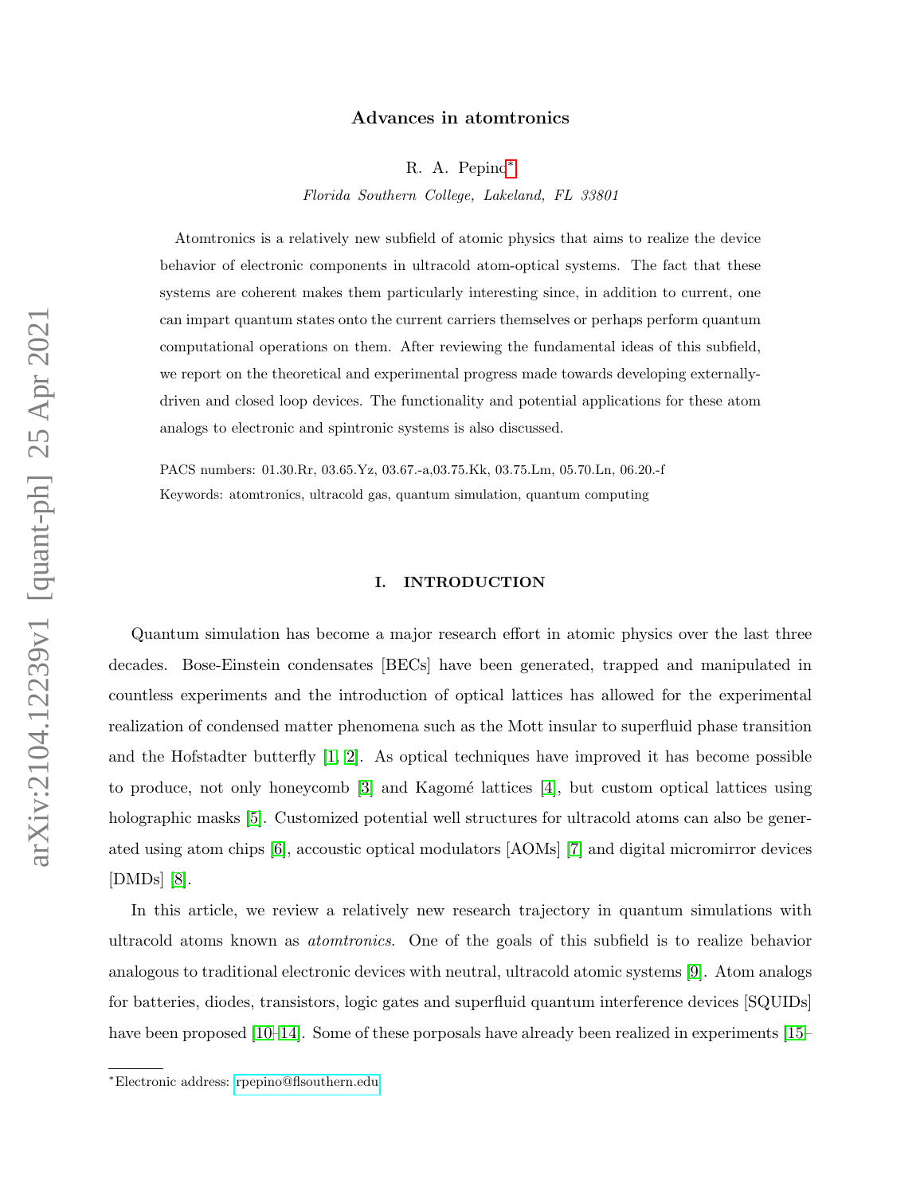# Advances in atomtronics

R. A. Pepino[*]

*Florida Southern College, Lakeland, FL 33801*

Atomtronics is a relatively new subfield of atomic physics that aims to realize the device behavior of electronic components in ultracold atom-optical systems. The fact that these systems are coherent makes them particularly interesting since, in addition to current, one can impart quantum states onto the current carriers themselves or perhaps perform quantum computational operations on them. After reviewing the fundamental ideas of this subfield, we report on the theoretical and experimental progress made towards developing externally-driven and closed loop devices. The functionality and potential applications for these atom analogs to electronic and spintronic systems is also discussed.

PACS numbers: 01.30.Rr, 03.65.Yz, 03.67.-a,03.75.Kk, 03.75.Lm, 05.70.Ln, 06.20.-f

Keywords: atomtronics, ultracold gas, quantum simulation, quantum computing

## I. INTRODUCTION

Quantum simulation has become a major research effort in atomic physics over the last three decades. Bose-Einstein condensates [BECs] have been generated, trapped and manipulated in countless experiments and the introduction of optical lattices has allowed for the experimental realization of condensed matter phenomena such as the Mott insular to superfluid phase transition and the Hofstadter butterfly [1, 2]. As optical techniques have improved it has become possible to produce, not only honeycomb [3] and Kagomé lattices [4], but custom optical lattices using holographic masks [5]. Customized potential well structures for ultracold atoms can also be generated using atom chips [6], accoustic optical modulators [AOMs] [7] and digital micromirror devices [DMDs] [8].

In this article, we review a relatively new research trajectory in quantum simulations with ultracold atoms known as *atomtronics*. One of the goals of this subfield is to realize behavior analogous to traditional electronic devices with neutral, ultracold atomic systems [9]. Atom analogs for batteries, diodes, transistors, logic gates and superfluid quantum interference devices [SQUIDs] have been proposed [10–14]. Some of these porposals have already been realized in experiments [15–

[*]Electronic address: rpepino@flsouthern.edu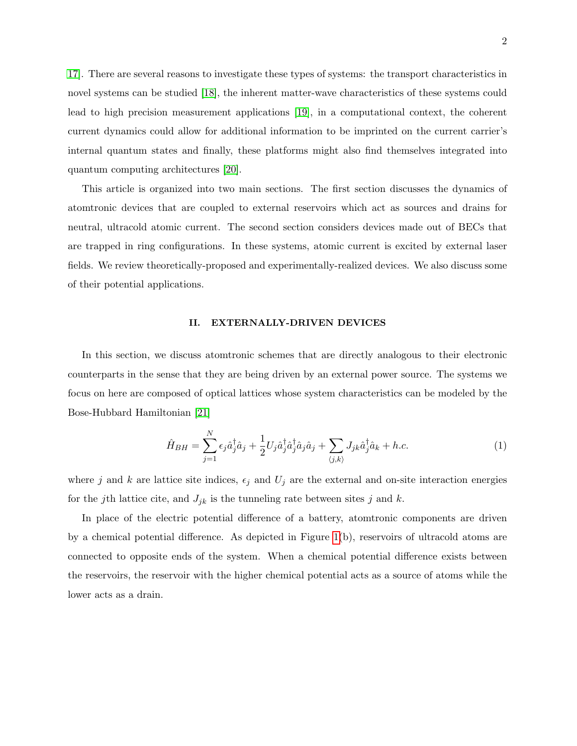17]. There are several reasons to investigate these types of systems: the transport characteristics in novel systems can be studied [18], the inherent matter-wave characteristics of these systems could lead to high precision measurement applications [19], in a computational context, the coherent current dynamics could allow for additional information to be imprinted on the current carrier's internal quantum states and finally, these platforms might also find themselves integrated into quantum computing architectures [20].

This article is organized into two main sections. The first section discusses the dynamics of atomtronic devices that are coupled to external reservoirs which act as sources and drains for neutral, ultracold atomic current. The second section considers devices made out of BECs that are trapped in ring configurations. In these systems, atomic current is excited by external laser fields. We review theoretically-proposed and experimentally-realized devices. We also discuss some of their potential applications.

## II. EXTERNALLY-DRIVEN DEVICES

In this section, we discuss atomtronic schemes that are directly analogous to their electronic counterparts in the sense that they are being driven by an external power source. The systems we focus on here are composed of optical lattices whose system characteristics can be modeled by the Bose-Hubbard Hamiltonian [21]

$$\hat{H}_{BH} = \sum_{j=1}^{N} \epsilon_j \hat{a}_j^\dagger \hat{a}_j + \frac{1}{2} U_j \hat{a}_j^\dagger \hat{a}_j^\dagger \hat{a}_j \hat{a}_j + \sum_{\langle j,k \rangle} J_{jk} \hat{a}_j^\dagger \hat{a}_k + h.c. \tag{1}$$

where $j$ and $k$ are lattice site indices, $\epsilon_j$ and $U_j$ are the external and on-site interaction energies for the $j$th lattice cite, and $J_{jk}$ is the tunneling rate between sites $j$ and $k$.

In place of the electric potential difference of a battery, atomtronic components are driven by a chemical potential difference. As depicted in Figure 1(b), reservoirs of ultracold atoms are connected to opposite ends of the system. When a chemical potential difference exists between the reservoirs, the reservoir with the higher chemical potential acts as a source of atoms while the lower acts as a drain.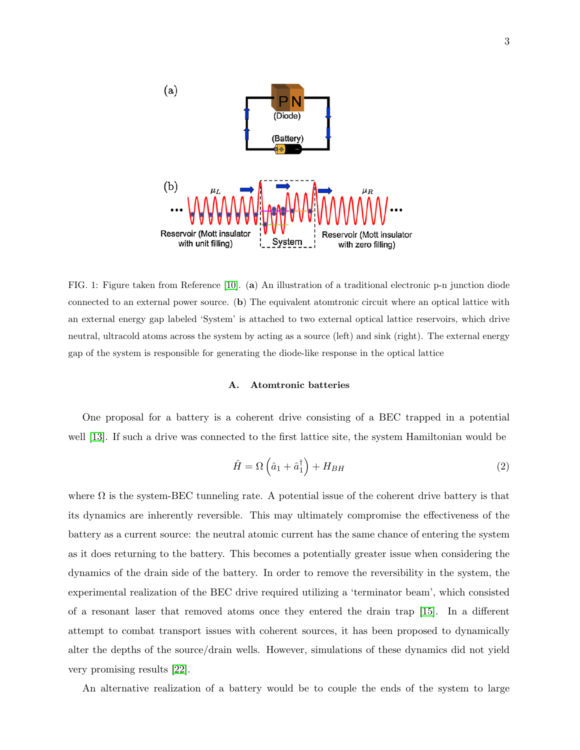FIG. 1: Figure taken from Reference [10]. (**a**) An illustration of a traditional electronic p-n junction diode connected to an external power source. (**b**) The equivalent atomtronic circuit where an optical lattice with an external energy gap labeled 'System' is attached to two external optical lattice reservoirs, which drive neutral, ultracold atoms across the system by acting as a source (left) and sink (right). The external energy gap of the system is responsible for generating the diode-like response in the optical lattice

### A. Atomtronic batteries

One proposal for a battery is a coherent drive consisting of a BEC trapped in a potential well [13]. If such a drive was connected to the first lattice site, the system Hamiltonian would be

$$\hat{H} = \Omega\left(\hat{a}_1 + \hat{a}_1^\dagger\right) + H_{BH} \tag{2}$$

where $\Omega$ is the system-BEC tunneling rate. A potential issue of the coherent drive battery is that its dynamics are inherently reversible. This may ultimately compromise the effectiveness of the battery as a current source: the neutral atomic current has the same chance of entering the system as it does returning to the battery. This becomes a potentially greater issue when considering the dynamics of the drain side of the battery. In order to remove the reversibility in the system, the experimental realization of the BEC drive required utilizing a 'terminator beam', which consisted of a resonant laser that removed atoms once they entered the drain trap [15]. In a different attempt to combat transport issues with coherent sources, it has been proposed to dynamically alter the depths of the source/drain wells. However, simulations of these dynamics did not yield very promising results [22].

An alternative realization of a battery would be to couple the ends of the system to large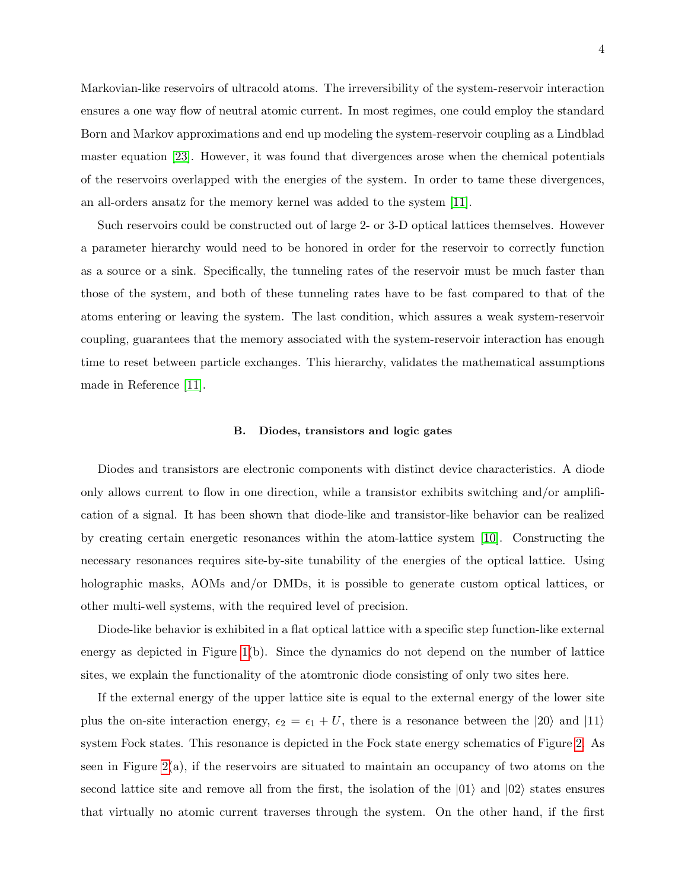Markovian-like reservoirs of ultracold atoms. The irreversibility of the system-reservoir interaction ensures a one way flow of neutral atomic current. In most regimes, one could employ the standard Born and Markov approximations and end up modeling the system-reservoir coupling as a Lindblad master equation [23]. However, it was found that divergences arose when the chemical potentials of the reservoirs overlapped with the energies of the system. In order to tame these divergences, an all-orders ansatz for the memory kernel was added to the system [11].

Such reservoirs could be constructed out of large 2- or 3-D optical lattices themselves. However a parameter hierarchy would need to be honored in order for the reservoir to correctly function as a source or a sink. Specifically, the tunneling rates of the reservoir must be much faster than those of the system, and both of these tunneling rates have to be fast compared to that of the atoms entering or leaving the system. The last condition, which assures a weak system-reservoir coupling, guarantees that the memory associated with the system-reservoir interaction has enough time to reset between particle exchanges. This hierarchy, validates the mathematical assumptions made in Reference [11].

### B. Diodes, transistors and logic gates

Diodes and transistors are electronic components with distinct device characteristics. A diode only allows current to flow in one direction, while a transistor exhibits switching and/or amplification of a signal. It has been shown that diode-like and transistor-like behavior can be realized by creating certain energetic resonances within the atom-lattice system [10]. Constructing the necessary resonances requires site-by-site tunability of the energies of the optical lattice. Using holographic masks, AOMs and/or DMDs, it is possible to generate custom optical lattices, or other multi-well systems, with the required level of precision.

Diode-like behavior is exhibited in a flat optical lattice with a specific step function-like external energy as depicted in Figure 1(b). Since the dynamics do not depend on the number of lattice sites, we explain the functionality of the atomtronic diode consisting of only two sites here.

If the external energy of the upper lattice site is equal to the external energy of the lower site plus the on-site interaction energy, $\epsilon_2 = \epsilon_1 + U$, there is a resonance between the $|20\rangle$ and $|11\rangle$ system Fock states. This resonance is depicted in the Fock state energy schematics of Figure 2. As seen in Figure 2(a), if the reservoirs are situated to maintain an occupancy of two atoms on the second lattice site and remove all from the first, the isolation of the $|01\rangle$ and $|02\rangle$ states ensures that virtually no atomic current traverses through the system. On the other hand, if the first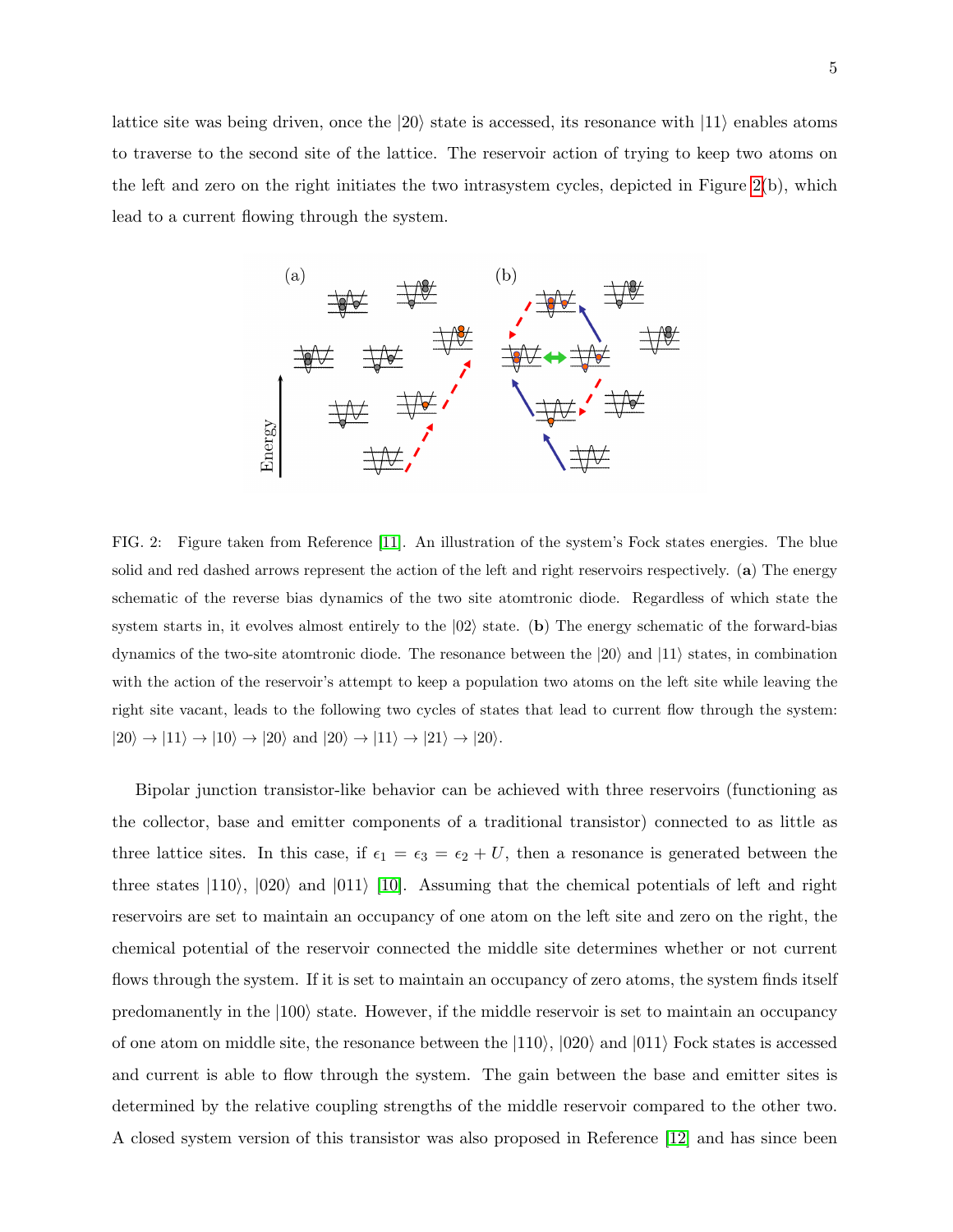lattice site was being driven, once the $|20\rangle$ state is accessed, its resonance with $|11\rangle$ enables atoms to traverse to the second site of the lattice. The reservoir action of trying to keep two atoms on the left and zero on the right initiates the two intrasystem cycles, depicted in Figure 2(b), which lead to a current flowing through the system.

FIG. 2: Figure taken from Reference [11]. An illustration of the system's Fock states energies. The blue solid and red dashed arrows represent the action of the left and right reservoirs respectively. (**a**) The energy schematic of the reverse bias dynamics of the two site atomtronic diode. Regardless of which state the system starts in, it evolves almost entirely to the $|02\rangle$ state. (**b**) The energy schematic of the forward-bias dynamics of the two-site atomtronic diode. The resonance between the $|20\rangle$ and $|11\rangle$ states, in combination with the action of the reservoir's attempt to keep a population two atoms on the left site while leaving the right site vacant, leads to the following two cycles of states that lead to current flow through the system: $|20\rangle \rightarrow |11\rangle \rightarrow |10\rangle \rightarrow |20\rangle$ and $|20\rangle \rightarrow |11\rangle \rightarrow |21\rangle \rightarrow |20\rangle$.

Bipolar junction transistor-like behavior can be achieved with three reservoirs (functioning as the collector, base and emitter components of a traditional transistor) connected to as little as three lattice sites. In this case, if $\epsilon_1 = \epsilon_3 = \epsilon_2 + U$, then a resonance is generated between the three states $|110\rangle$, $|020\rangle$ and $|011\rangle$ [10]. Assuming that the chemical potentials of left and right reservoirs are set to maintain an occupancy of one atom on the left site and zero on the right, the chemical potential of the reservoir connected the middle site determines whether or not current flows through the system. If it is set to maintain an occupancy of zero atoms, the system finds itself predomanently in the $|100\rangle$ state. However, if the middle reservoir is set to maintain an occupancy of one atom on middle site, the resonance between the $|110\rangle$, $|020\rangle$ and $|011\rangle$ Fock states is accessed and current is able to flow through the system. The gain between the base and emitter sites is determined by the relative coupling strengths of the middle reservoir compared to the other two. A closed system version of this transistor was also proposed in Reference [12] and has since been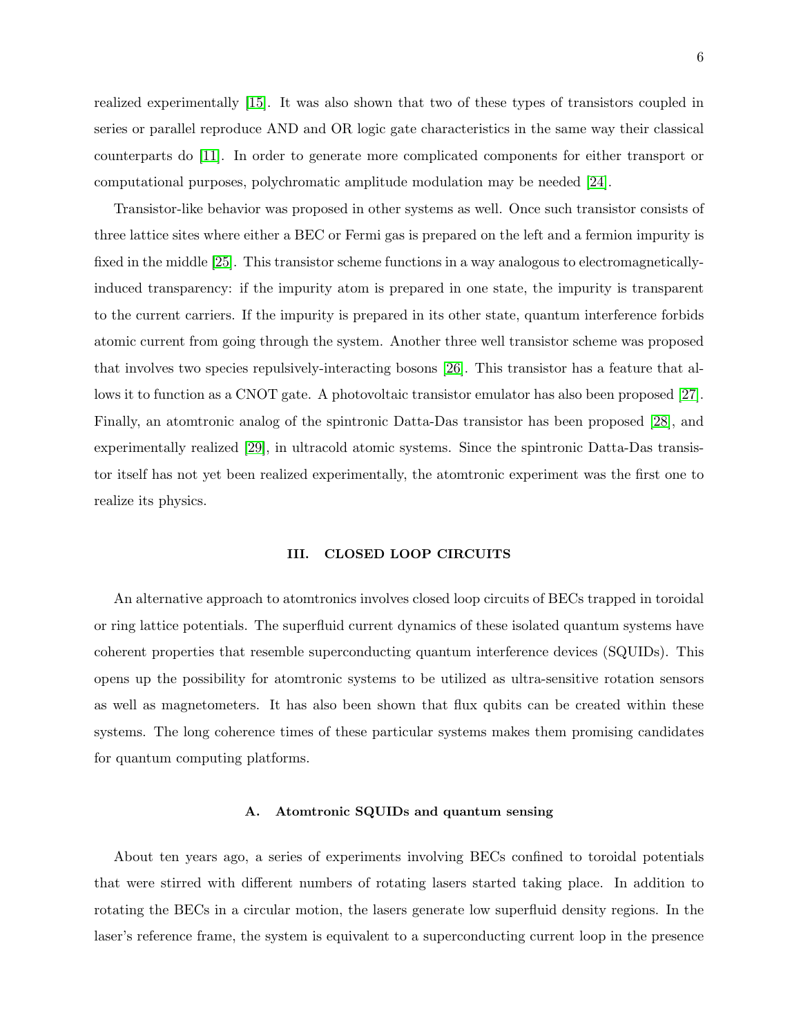realized experimentally [15]. It was also shown that two of these types of transistors coupled in series or parallel reproduce AND and OR logic gate characteristics in the same way their classical counterparts do [11]. In order to generate more complicated components for either transport or computational purposes, polychromatic amplitude modulation may be needed [24].

Transistor-like behavior was proposed in other systems as well. Once such transistor consists of three lattice sites where either a BEC or Fermi gas is prepared on the left and a fermion impurity is fixed in the middle [25]. This transistor scheme functions in a way analogous to electromagnetically-induced transparency: if the impurity atom is prepared in one state, the impurity is transparent to the current carriers. If the impurity is prepared in its other state, quantum interference forbids atomic current from going through the system. Another three well transistor scheme was proposed that involves two species repulsively-interacting bosons [26]. This transistor has a feature that allows it to function as a CNOT gate. A photovoltaic transistor emulator has also been proposed [27]. Finally, an atomtronic analog of the spintronic Datta-Das transistor has been proposed [28], and experimentally realized [29], in ultracold atomic systems. Since the spintronic Datta-Das transistor itself has not yet been realized experimentally, the atomtronic experiment was the first one to realize its physics.

## III. CLOSED LOOP CIRCUITS

An alternative approach to atomtronics involves closed loop circuits of BECs trapped in toroidal or ring lattice potentials. The superfluid current dynamics of these isolated quantum systems have coherent properties that resemble superconducting quantum interference devices (SQUIDs). This opens up the possibility for atomtronic systems to be utilized as ultra-sensitive rotation sensors as well as magnetometers. It has also been shown that flux qubits can be created within these systems. The long coherence times of these particular systems makes them promising candidates for quantum computing platforms.

### A. Atomtronic SQUIDs and quantum sensing

About ten years ago, a series of experiments involving BECs confined to toroidal potentials that were stirred with different numbers of rotating lasers started taking place. In addition to rotating the BECs in a circular motion, the lasers generate low superfluid density regions. In the laser's reference frame, the system is equivalent to a superconducting current loop in the presence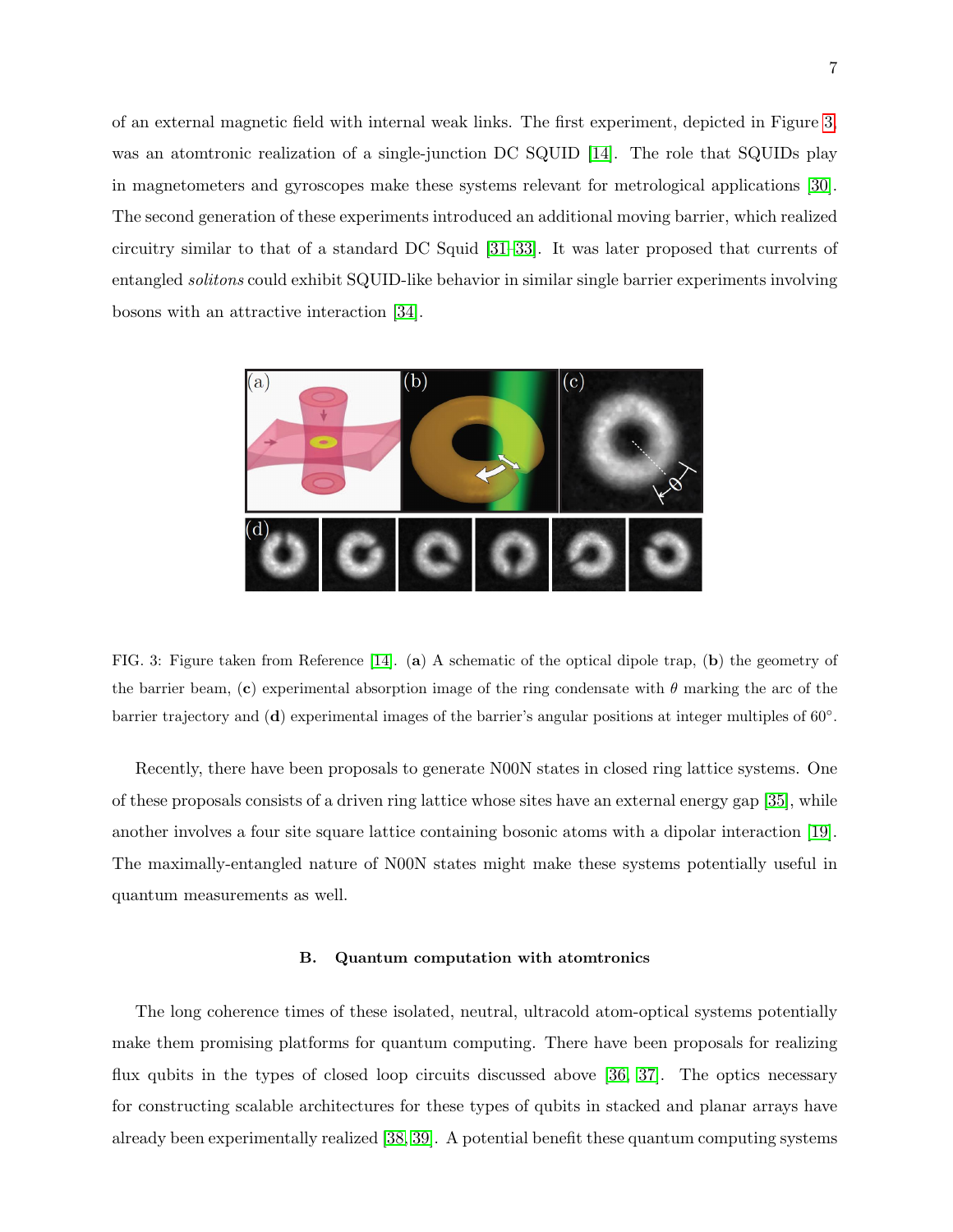of an external magnetic field with internal weak links. The first experiment, depicted in Figure 3, was an atomtronic realization of a single-junction DC SQUID [14]. The role that SQUIDs play in magnetometers and gyroscopes make these systems relevant for metrological applications [30]. The second generation of these experiments introduced an additional moving barrier, which realized circuitry similar to that of a standard DC Squid [31–33]. It was later proposed that currents of entangled *solitons* could exhibit SQUID-like behavior in similar single barrier experiments involving bosons with an attractive interaction [34].

FIG. 3: Figure taken from Reference [14]. (**a**) A schematic of the optical dipole trap, (**b**) the geometry of the barrier beam, (**c**) experimental absorption image of the ring condensate with $\theta$ marking the arc of the barrier trajectory and (**d**) experimental images of the barrier's angular positions at integer multiples of $60°$.

Recently, there have been proposals to generate N00N states in closed ring lattice systems. One of these proposals consists of a driven ring lattice whose sites have an external energy gap [35], while another involves a four site square lattice containing bosonic atoms with a dipolar interaction [19]. The maximally-entangled nature of N00N states might make these systems potentially useful in quantum measurements as well.

### B. Quantum computation with atomtronics

The long coherence times of these isolated, neutral, ultracold atom-optical systems potentially make them promising platforms for quantum computing. There have been proposals for realizing flux qubits in the types of closed loop circuits discussed above [36, 37]. The optics necessary for constructing scalable architectures for these types of qubits in stacked and planar arrays have already been experimentally realized [38, 39]. A potential benefit these quantum computing systems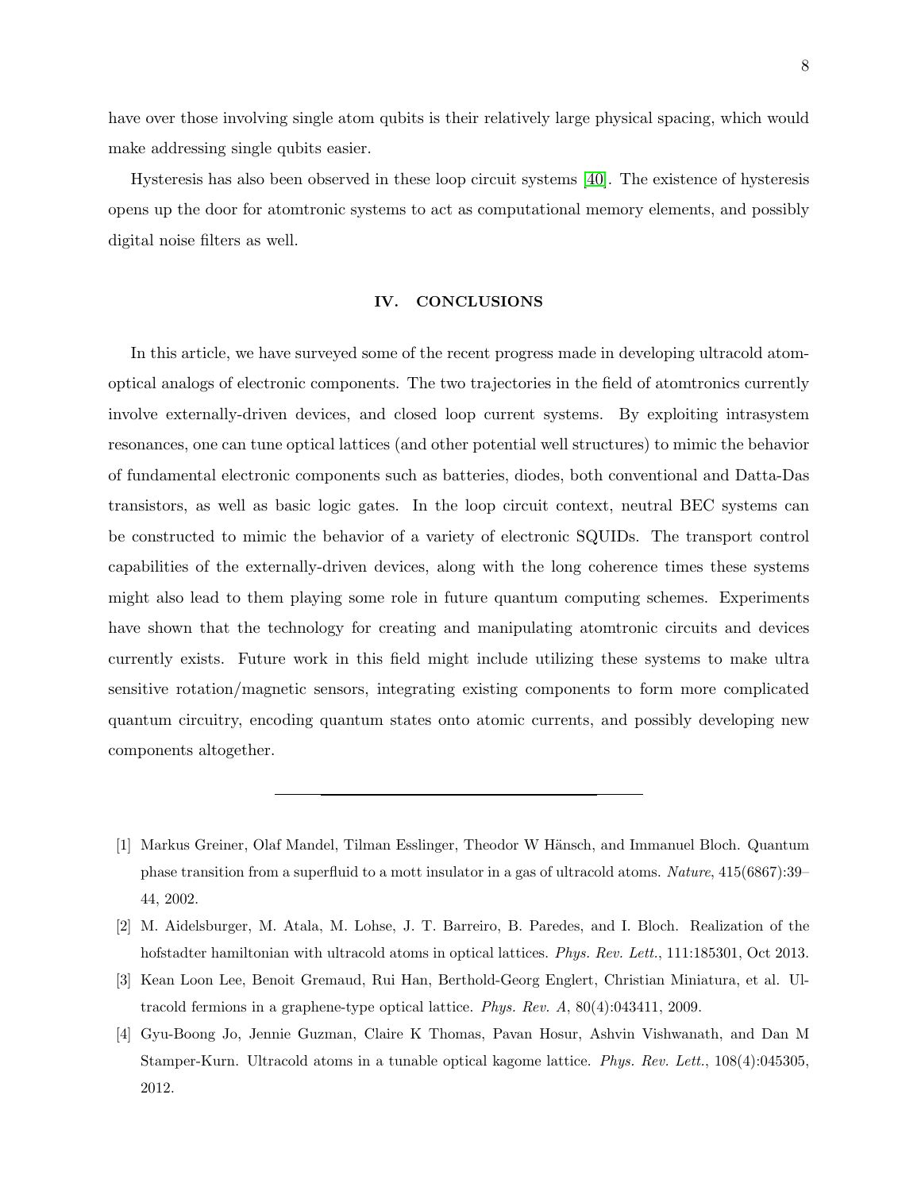have over those involving single atom qubits is their relatively large physical spacing, which would make addressing single qubits easier.

Hysteresis has also been observed in these loop circuit systems [40]. The existence of hysteresis opens up the door for atomtronic systems to act as computational memory elements, and possibly digital noise filters as well.

## IV. CONCLUSIONS

In this article, we have surveyed some of the recent progress made in developing ultracold atom-optical analogs of electronic components. The two trajectories in the field of atomtronics currently involve externally-driven devices, and closed loop current systems. By exploiting intrasystem resonances, one can tune optical lattices (and other potential well structures) to mimic the behavior of fundamental electronic components such as batteries, diodes, both conventional and Datta-Das transistors, as well as basic logic gates. In the loop circuit context, neutral BEC systems can be constructed to mimic the behavior of a variety of electronic SQUIDs. The transport control capabilities of the externally-driven devices, along with the long coherence times these systems might also lead to them playing some role in future quantum computing schemes. Experiments have shown that the technology for creating and manipulating atomtronic circuits and devices currently exists. Future work in this field might include utilizing these systems to make ultra sensitive rotation/magnetic sensors, integrating existing components to form more complicated quantum circuitry, encoding quantum states onto atomic currents, and possibly developing new components altogether.

---

[1] Markus Greiner, Olaf Mandel, Tilman Esslinger, Theodor W Hänsch, and Immanuel Bloch. Quantum phase transition from a superfluid to a mott insulator in a gas of ultracold atoms. *Nature*, 415(6867):39–44, 2002.

[2] M. Aidelsburger, M. Atala, M. Lohse, J. T. Barreiro, B. Paredes, and I. Bloch. Realization of the hofstadter hamiltonian with ultracold atoms in optical lattices. *Phys. Rev. Lett.*, 111:185301, Oct 2013.

[3] Kean Loon Lee, Benoit Gremaud, Rui Han, Berthold-Georg Englert, Christian Miniatura, et al. Ultracold fermions in a graphene-type optical lattice. *Phys. Rev. A*, 80(4):043411, 2009.

[4] Gyu-Boong Jo, Jennie Guzman, Claire K Thomas, Pavan Hosur, Ashvin Vishwanath, and Dan M Stamper-Kurn. Ultracold atoms in a tunable optical kagome lattice. *Phys. Rev. Lett.*, 108(4):045305, 2012.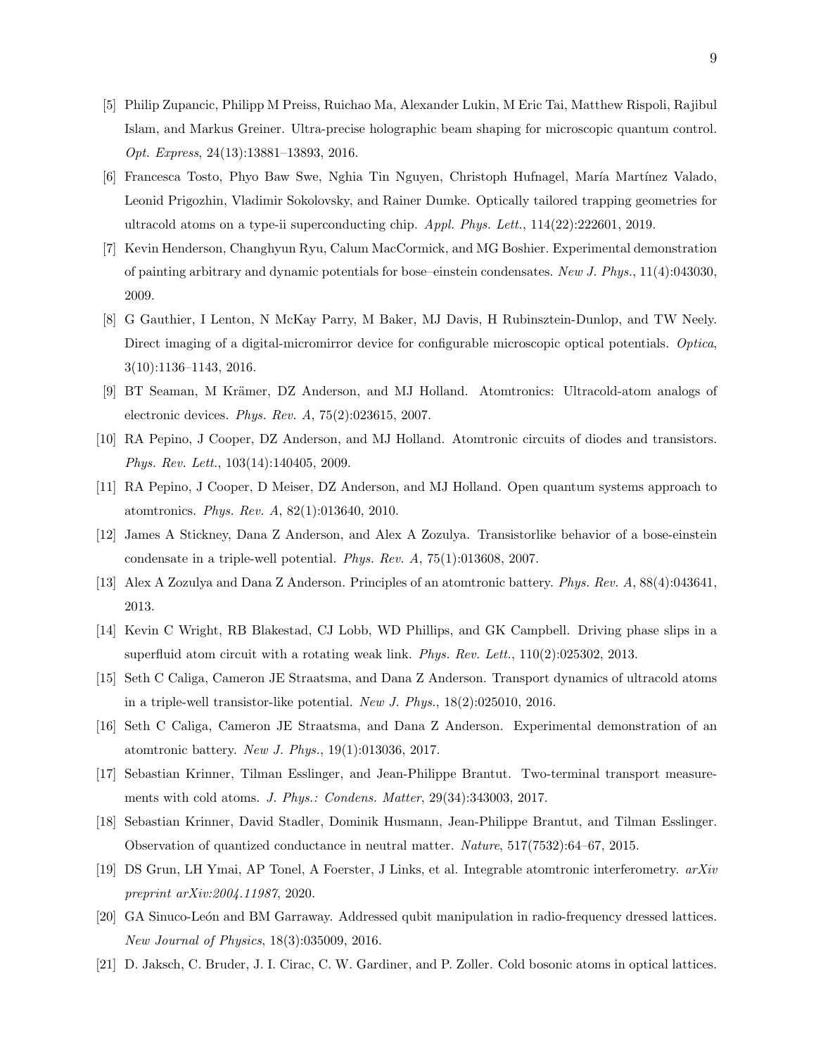[5] Philip Zupancic, Philipp M Preiss, Ruichao Ma, Alexander Lukin, M Eric Tai, Matthew Rispoli, Rajibul Islam, and Markus Greiner. Ultra-precise holographic beam shaping for microscopic quantum control. *Opt. Express*, 24(13):13881–13893, 2016.

[6] Francesca Tosto, Phyo Baw Swe, Nghia Tin Nguyen, Christoph Hufnagel, María Martínez Valado, Leonid Prigozhin, Vladimir Sokolovsky, and Rainer Dumke. Optically tailored trapping geometries for ultracold atoms on a type-ii superconducting chip. *Appl. Phys. Lett.*, 114(22):222601, 2019.

[7] Kevin Henderson, Changhyun Ryu, Calum MacCormick, and MG Boshier. Experimental demonstration of painting arbitrary and dynamic potentials for bose–einstein condensates. *New J. Phys.*, 11(4):043030, 2009.

[8] G Gauthier, I Lenton, N McKay Parry, M Baker, MJ Davis, H Rubinsztein-Dunlop, and TW Neely. Direct imaging of a digital-micromirror device for configurable microscopic optical potentials. *Optica*, 3(10):1136–1143, 2016.

[9] BT Seaman, M Krämer, DZ Anderson, and MJ Holland. Atomtronics: Ultracold-atom analogs of electronic devices. *Phys. Rev. A*, 75(2):023615, 2007.

[10] RA Pepino, J Cooper, DZ Anderson, and MJ Holland. Atomtronic circuits of diodes and transistors. *Phys. Rev. Lett.*, 103(14):140405, 2009.

[11] RA Pepino, J Cooper, D Meiser, DZ Anderson, and MJ Holland. Open quantum systems approach to atomtronics. *Phys. Rev. A*, 82(1):013640, 2010.

[12] James A Stickney, Dana Z Anderson, and Alex A Zozulya. Transistorlike behavior of a bose-einstein condensate in a triple-well potential. *Phys. Rev. A*, 75(1):013608, 2007.

[13] Alex A Zozulya and Dana Z Anderson. Principles of an atomtronic battery. *Phys. Rev. A*, 88(4):043641, 2013.

[14] Kevin C Wright, RB Blakestad, CJ Lobb, WD Phillips, and GK Campbell. Driving phase slips in a superfluid atom circuit with a rotating weak link. *Phys. Rev. Lett.*, 110(2):025302, 2013.

[15] Seth C Caliga, Cameron JE Straatsma, and Dana Z Anderson. Transport dynamics of ultracold atoms in a triple-well transistor-like potential. *New J. Phys.*, 18(2):025010, 2016.

[16] Seth C Caliga, Cameron JE Straatsma, and Dana Z Anderson. Experimental demonstration of an atomtronic battery. *New J. Phys.*, 19(1):013036, 2017.

[17] Sebastian Krinner, Tilman Esslinger, and Jean-Philippe Brantut. Two-terminal transport measurements with cold atoms. *J. Phys.: Condens. Matter*, 29(34):343003, 2017.

[18] Sebastian Krinner, David Stadler, Dominik Husmann, Jean-Philippe Brantut, and Tilman Esslinger. Observation of quantized conductance in neutral matter. *Nature*, 517(7532):64–67, 2015.

[19] DS Grun, LH Ymai, AP Tonel, A Foerster, J Links, et al. Integrable atomtronic interferometry. *arXiv preprint arXiv:2004.11987*, 2020.

[20] GA Sinuco-León and BM Garraway. Addressed qubit manipulation in radio-frequency dressed lattices. *New Journal of Physics*, 18(3):035009, 2016.

[21] D. Jaksch, C. Bruder, J. I. Cirac, C. W. Gardiner, and P. Zoller. Cold bosonic atoms in optical lattices.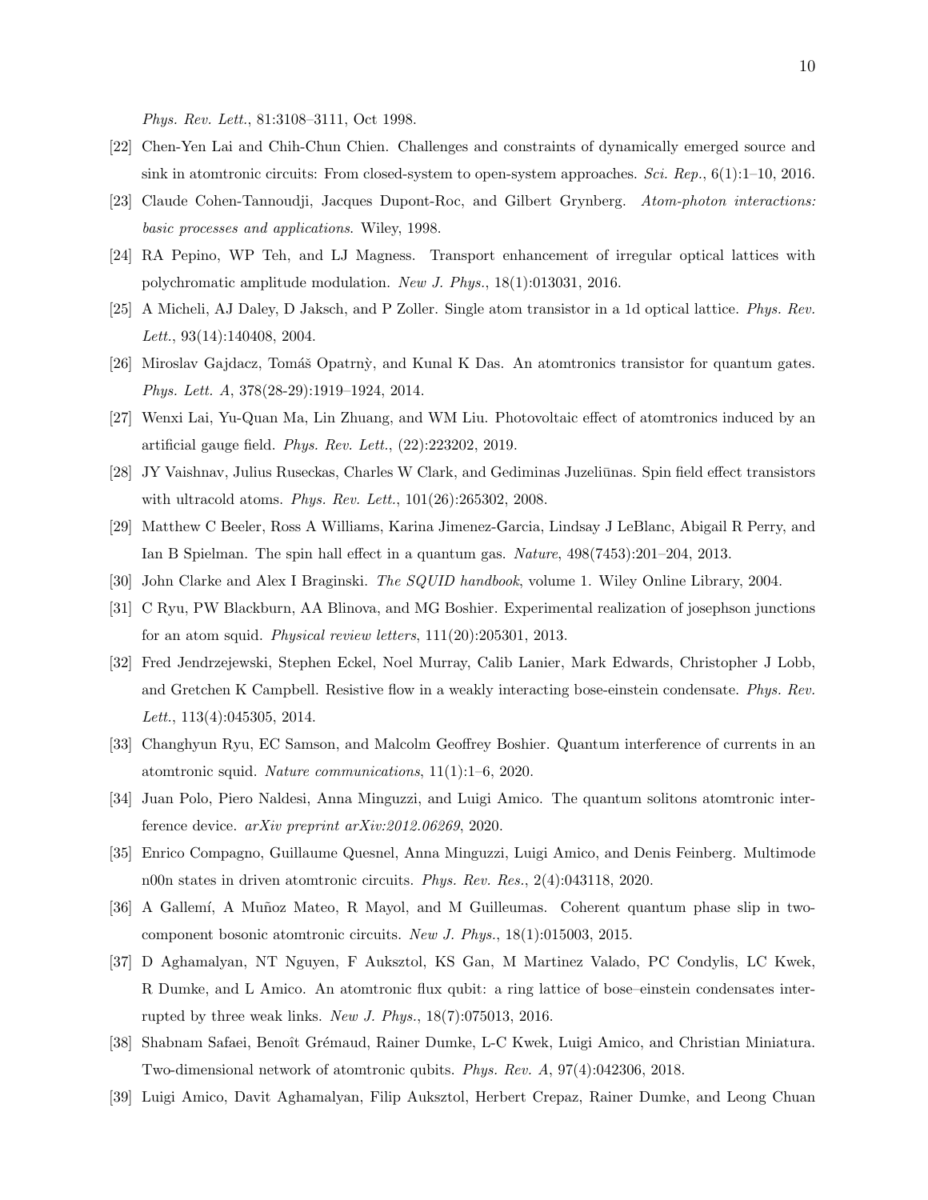*Phys. Rev. Lett.*, 81:3108–3111, Oct 1998.

[22] Chen-Yen Lai and Chih-Chun Chien. Challenges and constraints of dynamically emerged source and sink in atomtronic circuits: From closed-system to open-system approaches. *Sci. Rep.*, 6(1):1–10, 2016.

[23] Claude Cohen-Tannoudji, Jacques Dupont-Roc, and Gilbert Grynberg. *Atom-photon interactions: basic processes and applications*. Wiley, 1998.

[24] RA Pepino, WP Teh, and LJ Magness. Transport enhancement of irregular optical lattices with polychromatic amplitude modulation. *New J. Phys.*, 18(1):013031, 2016.

[25] A Micheli, AJ Daley, D Jaksch, and P Zoller. Single atom transistor in a 1d optical lattice. *Phys. Rev. Lett.*, 93(14):140408, 2004.

[26] Miroslav Gajdacz, Tomáš Opatrnỳ, and Kunal K Das. An atomtronics transistor for quantum gates. *Phys. Lett. A*, 378(28-29):1919–1924, 2014.

[27] Wenxi Lai, Yu-Quan Ma, Lin Zhuang, and WM Liu. Photovoltaic effect of atomtronics induced by an artificial gauge field. *Phys. Rev. Lett.*, (22):223202, 2019.

[28] JY Vaishnav, Julius Ruseckas, Charles W Clark, and Gediminas Juzeliūnas. Spin field effect transistors with ultracold atoms. *Phys. Rev. Lett.*, 101(26):265302, 2008.

[29] Matthew C Beeler, Ross A Williams, Karina Jimenez-Garcia, Lindsay J LeBlanc, Abigail R Perry, and Ian B Spielman. The spin hall effect in a quantum gas. *Nature*, 498(7453):201–204, 2013.

[30] John Clarke and Alex I Braginski. *The SQUID handbook*, volume 1. Wiley Online Library, 2004.

[31] C Ryu, PW Blackburn, AA Blinova, and MG Boshier. Experimental realization of josephson junctions for an atom squid. *Physical review letters*, 111(20):205301, 2013.

[32] Fred Jendrzejewski, Stephen Eckel, Noel Murray, Calib Lanier, Mark Edwards, Christopher J Lobb, and Gretchen K Campbell. Resistive flow in a weakly interacting bose-einstein condensate. *Phys. Rev. Lett.*, 113(4):045305, 2014.

[33] Changhyun Ryu, EC Samson, and Malcolm Geoffrey Boshier. Quantum interference of currents in an atomtronic squid. *Nature communications*, 11(1):1–6, 2020.

[34] Juan Polo, Piero Naldesi, Anna Minguzzi, and Luigi Amico. The quantum solitons atomtronic interference device. *arXiv preprint arXiv:2012.06269*, 2020.

[35] Enrico Compagno, Guillaume Quesnel, Anna Minguzzi, Luigi Amico, and Denis Feinberg. Multimode n00n states in driven atomtronic circuits. *Phys. Rev. Res.*, 2(4):043118, 2020.

[36] A Gallemí, A Muñoz Mateo, R Mayol, and M Guilleumas. Coherent quantum phase slip in two-component bosonic atomtronic circuits. *New J. Phys.*, 18(1):015003, 2015.

[37] D Aghamalyan, NT Nguyen, F Auksztol, KS Gan, M Martinez Valado, PC Condylis, LC Kwek, R Dumke, and L Amico. An atomtronic flux qubit: a ring lattice of bose–einstein condensates interrupted by three weak links. *New J. Phys.*, 18(7):075013, 2016.

[38] Shabnam Safaei, Benoît Grémaud, Rainer Dumke, L-C Kwek, Luigi Amico, and Christian Miniatura. Two-dimensional network of atomtronic qubits. *Phys. Rev. A*, 97(4):042306, 2018.

[39] Luigi Amico, Davit Aghamalyan, Filip Auksztol, Herbert Crepaz, Rainer Dumke, and Leong Chuan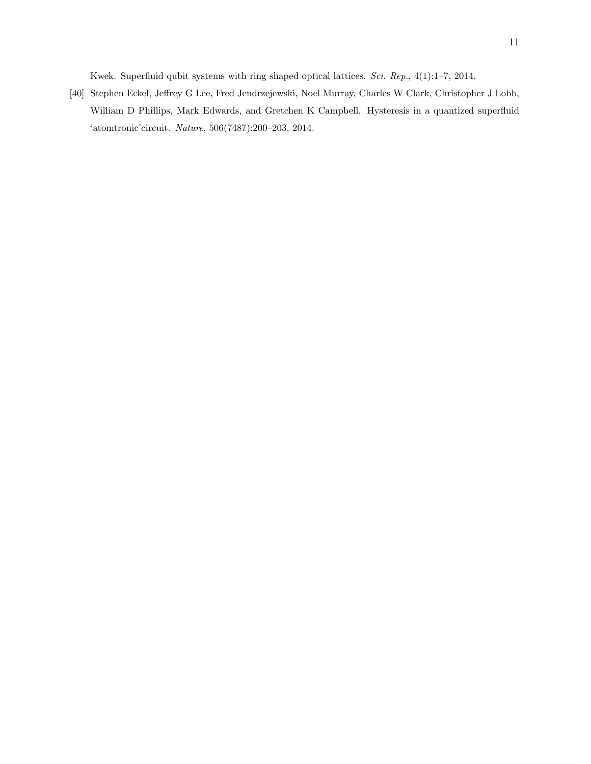Kwek. Superfluid qubit systems with ring shaped optical lattices. *Sci. Rep.*, 4(1):1–7, 2014.

[40] Stephen Eckel, Jeffrey G Lee, Fred Jendrzejewski, Noel Murray, Charles W Clark, Christopher J Lobb, William D Phillips, Mark Edwards, and Gretchen K Campbell. Hysteresis in a quantized superfluid 'atomtronic'circuit. *Nature*, 506(7487):200–203, 2014.